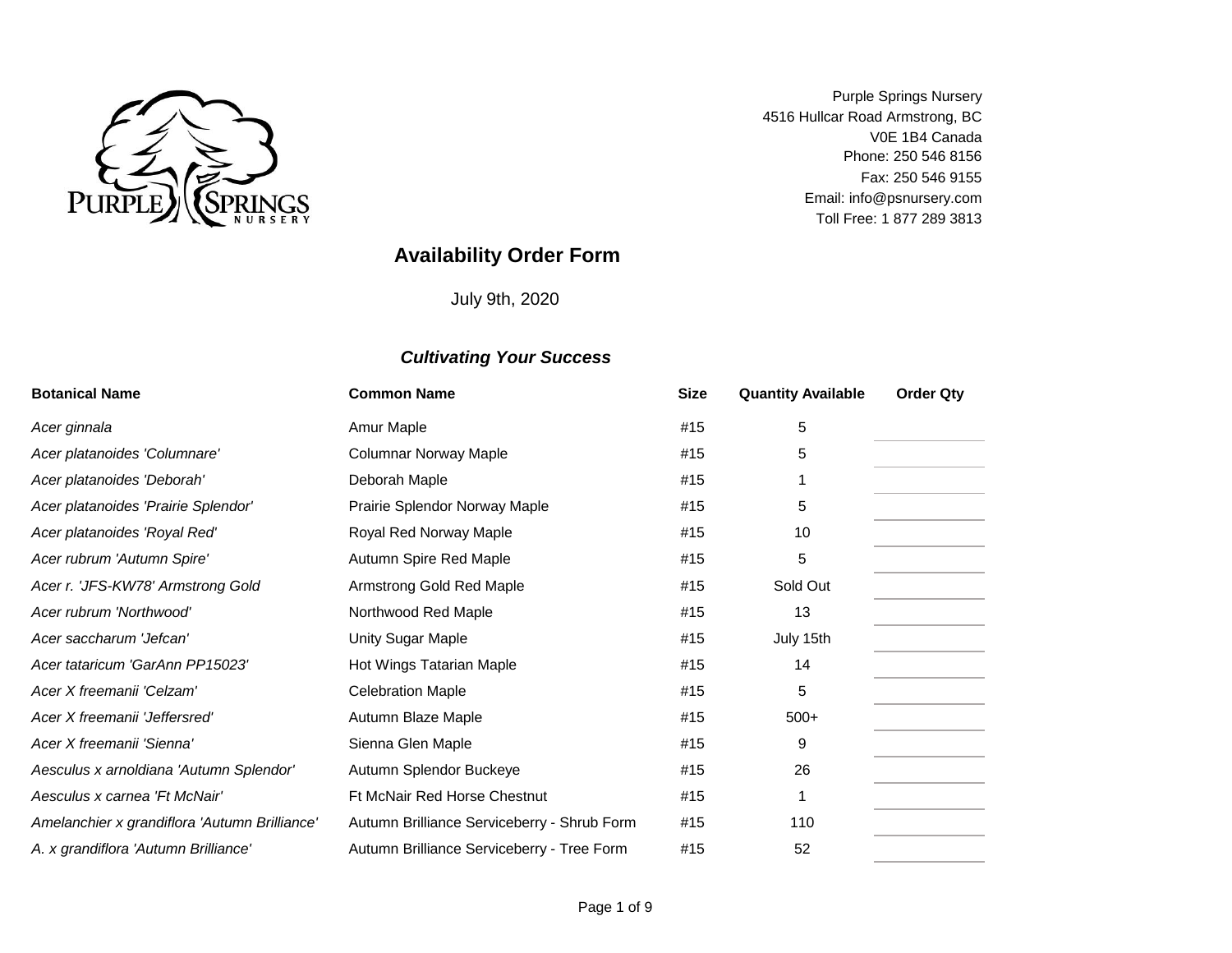Purple Springs Nursery
4516 Hullcar Road Armstrong, BC
V0E 1B4 Canada
Phone: 250 546 8156
Fax: 250 546 9155
Email: info@psnursery.com
Toll Free: 1 877 289 3813

# Availability Order Form

July 9th, 2020

***Cultivating Your Success***

| Botanical Name | Common Name | Size | Quantity Available | Order Qty |
|---|---|---|---|---|
| *Acer ginnala* | Amur Maple | #15 | 5 | |
| *Acer platanoides 'Columnare'* | Columnar Norway Maple | #15 | 5 | |
| *Acer platanoides 'Deborah'* | Deborah Maple | #15 | 1 | |
| *Acer platanoides 'Prairie Splendor'* | Prairie Splendor Norway Maple | #15 | 5 | |
| *Acer platanoides 'Royal Red'* | Royal Red Norway Maple | #15 | 10 | |
| *Acer rubrum 'Autumn Spire'* | Autumn Spire Red Maple | #15 | 5 | |
| *Acer r. 'JFS-KW78' Armstrong Gold* | Armstrong Gold Red Maple | #15 | Sold Out | |
| *Acer rubrum 'Northwood'* | Northwood Red Maple | #15 | 13 | |
| *Acer saccharum 'Jefcan'* | Unity Sugar Maple | #15 | July 15th | |
| *Acer tataricum 'GarAnn PP15023'* | Hot Wings Tatarian Maple | #15 | 14 | |
| *Acer X freemanii 'Celzam'* | Celebration Maple | #15 | 5 | |
| *Acer X freemanii 'Jeffersred'* | Autumn Blaze Maple | #15 | 500+ | |
| *Acer X freemanii 'Sienna'* | Sienna Glen Maple | #15 | 9 | |
| *Aesculus x arnoldiana 'Autumn Splendor'* | Autumn Splendor Buckeye | #15 | 26 | |
| *Aesculus x carnea 'Ft McNair'* | Ft McNair Red Horse Chestnut | #15 | 1 | |
| *Amelanchier x grandiflora 'Autumn Brilliance'* | Autumn Brilliance Serviceberry - Shrub Form | #15 | 110 | |
| *A. x grandiflora 'Autumn Brilliance'* | Autumn Brilliance Serviceberry - Tree Form | #15 | 52 | |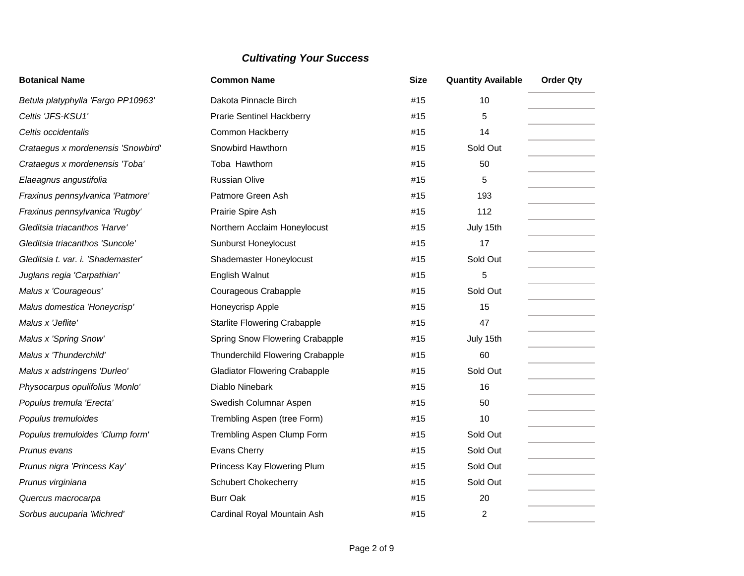## *Cultivating Your Success*

| Botanical Name | Common Name | Size | Quantity Available | Order Qty |
|---|---|---|---|---|
| *Betula platyphylla 'Fargo PP10963'* | Dakota Pinnacle Birch | #15 | 10 | |
| *Celtis 'JFS-KSU1'* | Prarie Sentinel Hackberry | #15 | 5 | |
| *Celtis occidentalis* | Common Hackberry | #15 | 14 | |
| *Crataegus x mordenensis 'Snowbird'* | Snowbird Hawthorn | #15 | Sold Out | |
| *Crataegus x mordenensis 'Toba'* | Toba  Hawthorn | #15 | 50 | |
| *Elaeagnus angustifolia* | Russian Olive | #15 | 5 | |
| *Fraxinus pennsylvanica 'Patmore'* | Patmore Green Ash | #15 | 193 | |
| *Fraxinus pennsylvanica 'Rugby'* | Prairie Spire Ash | #15 | 112 | |
| *Gleditsia triacanthos 'Harve'* | Northern Acclaim Honeylocust | #15 | July 15th | |
| *Gleditsia triacanthos 'Suncole'* | Sunburst Honeylocust | #15 | 17 | |
| *Gleditsia t. var. i. 'Shademaster'* | Shademaster Honeylocust | #15 | Sold Out | |
| *Juglans regia 'Carpathian'* | English Walnut | #15 | 5 | |
| *Malus x 'Courageous'* | Courageous Crabapple | #15 | Sold Out | |
| *Malus domestica 'Honeycrisp'* | Honeycrisp Apple | #15 | 15 | |
| *Malus x 'Jeflite'* | Starlite Flowering Crabapple | #15 | 47 | |
| *Malus x 'Spring Snow'* | Spring Snow Flowering Crabapple | #15 | July 15th | |
| *Malus x 'Thunderchild'* | Thunderchild Flowering Crabapple | #15 | 60 | |
| *Malus x adstringens 'Durleo'* | Gladiator Flowering Crabapple | #15 | Sold Out | |
| *Physocarpus opulifolius 'Monlo'* | Diablo Ninebark | #15 | 16 | |
| *Populus tremula 'Erecta'* | Swedish Columnar Aspen | #15 | 50 | |
| *Populus tremuloides* | Trembling Aspen (tree Form) | #15 | 10 | |
| *Populus tremuloides 'Clump form'* | Trembling Aspen Clump Form | #15 | Sold Out | |
| *Prunus evans* | Evans Cherry | #15 | Sold Out | |
| *Prunus nigra 'Princess Kay'* | Princess Kay Flowering Plum | #15 | Sold Out | |
| *Prunus virginiana* | Schubert Chokecherry | #15 | Sold Out | |
| *Quercus macrocarpa* | Burr Oak | #15 | 20 | |
| *Sorbus aucuparia 'Michred'* | Cardinal Royal Mountain Ash | #15 | 2 | |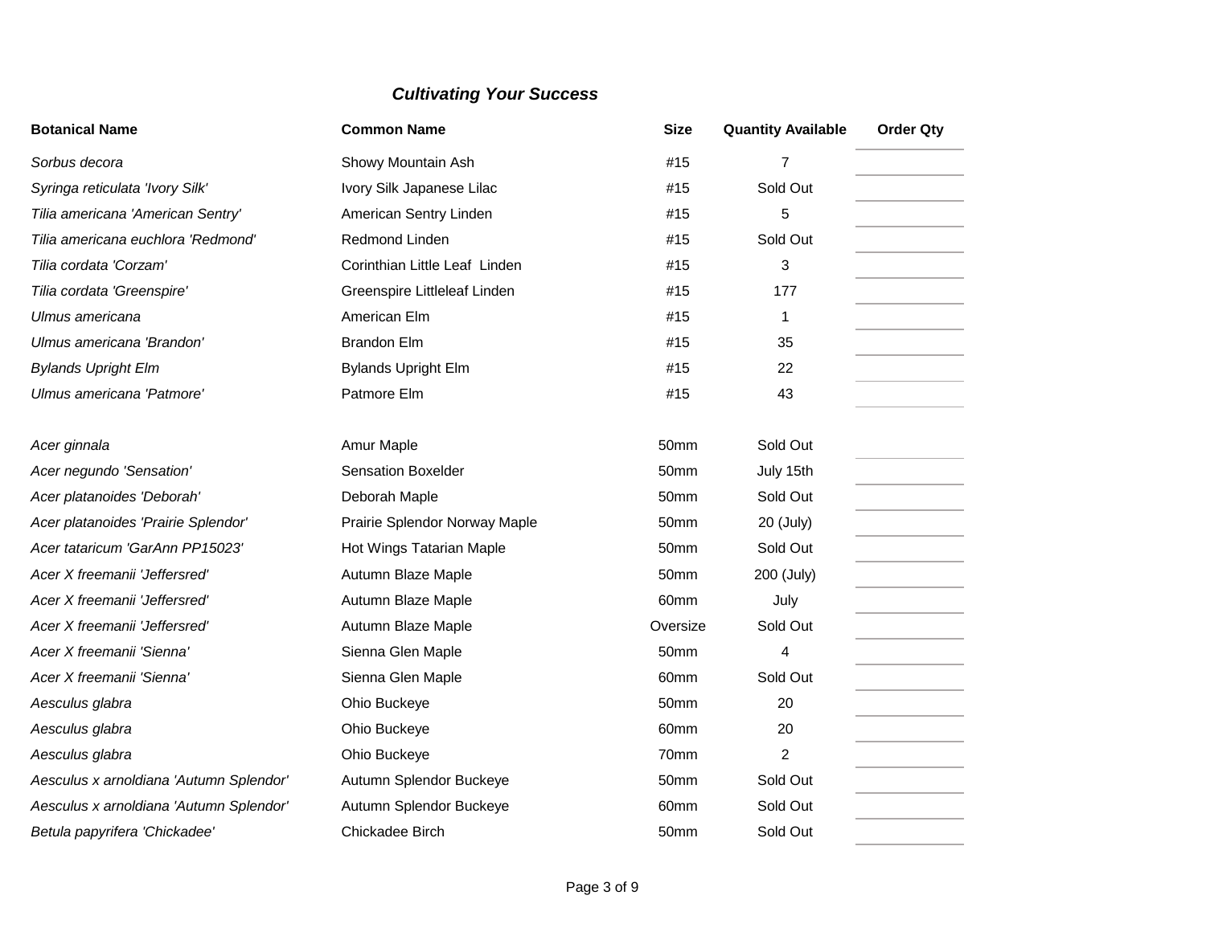***Cultivating Your Success***

| Botanical Name | Common Name | Size | Quantity Available | Order Qty |
|---|---|---|---|---|
| *Sorbus decora* | Showy Mountain Ash | #15 | 7 | |
| *Syringa reticulata 'Ivory Silk'* | Ivory Silk Japanese Lilac | #15 | Sold Out | |
| *Tilia americana 'American Sentry'* | American Sentry Linden | #15 | 5 | |
| *Tilia americana euchlora 'Redmond'* | Redmond Linden | #15 | Sold Out | |
| *Tilia cordata 'Corzam'* | Corinthian Little Leaf  Linden | #15 | 3 | |
| *Tilia cordata 'Greenspire'* | Greenspire Littleleaf Linden | #15 | 177 | |
| *Ulmus americana* | American Elm | #15 | 1 | |
| *Ulmus americana 'Brandon'* | Brandon Elm | #15 | 35 | |
| *Bylands Upright Elm* | Bylands Upright Elm | #15 | 22 | |
| *Ulmus americana 'Patmore'* | Patmore Elm | #15 | 43 | |
| | | | | |
| *Acer ginnala* | Amur Maple | 50mm | Sold Out | |
| *Acer negundo 'Sensation'* | Sensation Boxelder | 50mm | July 15th | |
| *Acer platanoides 'Deborah'* | Deborah Maple | 50mm | Sold Out | |
| *Acer platanoides 'Prairie Splendor'* | Prairie Splendor Norway Maple | 50mm | 20 (July) | |
| *Acer tataricum 'GarAnn PP15023'* | Hot Wings Tatarian Maple | 50mm | Sold Out | |
| *Acer X freemanii 'Jeffersred'* | Autumn Blaze Maple | 50mm | 200 (July) | |
| *Acer X freemanii 'Jeffersred'* | Autumn Blaze Maple | 60mm | July | |
| *Acer X freemanii 'Jeffersred'* | Autumn Blaze Maple | Oversize | Sold Out | |
| *Acer X freemanii 'Sienna'* | Sienna Glen Maple | 50mm | 4 | |
| *Acer X freemanii 'Sienna'* | Sienna Glen Maple | 60mm | Sold Out | |
| *Aesculus glabra* | Ohio Buckeye | 50mm | 20 | |
| *Aesculus glabra* | Ohio Buckeye | 60mm | 20 | |
| *Aesculus glabra* | Ohio Buckeye | 70mm | 2 | |
| *Aesculus x arnoldiana 'Autumn Splendor'* | Autumn Splendor Buckeye | 50mm | Sold Out | |
| *Aesculus x arnoldiana 'Autumn Splendor'* | Autumn Splendor Buckeye | 60mm | Sold Out | |
| *Betula papyrifera 'Chickadee'* | Chickadee Birch | 50mm | Sold Out | |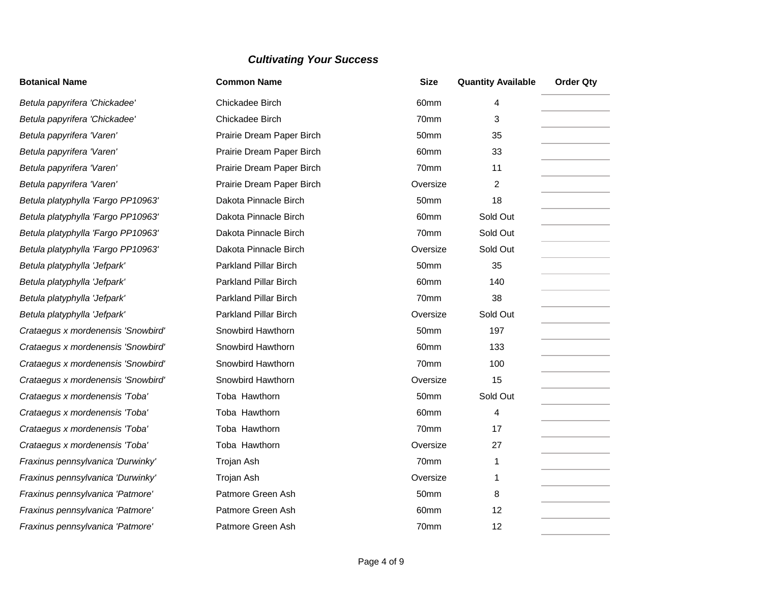### *Cultivating Your Success*

| Botanical Name | Common Name | Size | Quantity Available | Order Qty |
|---|---|---|---|---|
| *Betula papyrifera 'Chickadee'* | Chickadee Birch | 60mm | 4 | |
| *Betula papyrifera 'Chickadee'* | Chickadee Birch | 70mm | 3 | |
| *Betula papyrifera 'Varen'* | Prairie Dream Paper Birch | 50mm | 35 | |
| *Betula papyrifera 'Varen'* | Prairie Dream Paper Birch | 60mm | 33 | |
| *Betula papyrifera 'Varen'* | Prairie Dream Paper Birch | 70mm | 11 | |
| *Betula papyrifera 'Varen'* | Prairie Dream Paper Birch | Oversize | 2 | |
| *Betula platyphylla 'Fargo PP10963'* | Dakota Pinnacle Birch | 50mm | 18 | |
| *Betula platyphylla 'Fargo PP10963'* | Dakota Pinnacle Birch | 60mm | Sold Out | |
| *Betula platyphylla 'Fargo PP10963'* | Dakota Pinnacle Birch | 70mm | Sold Out | |
| *Betula platyphylla 'Fargo PP10963'* | Dakota Pinnacle Birch | Oversize | Sold Out | |
| *Betula platyphylla 'Jefpark'* | Parkland Pillar Birch | 50mm | 35 | |
| *Betula platyphylla 'Jefpark'* | Parkland Pillar Birch | 60mm | 140 | |
| *Betula platyphylla 'Jefpark'* | Parkland Pillar Birch | 70mm | 38 | |
| *Betula platyphylla 'Jefpark'* | Parkland Pillar Birch | Oversize | Sold Out | |
| *Crataegus x mordenensis 'Snowbird'* | Snowbird Hawthorn | 50mm | 197 | |
| *Crataegus x mordenensis 'Snowbird'* | Snowbird Hawthorn | 60mm | 133 | |
| *Crataegus x mordenensis 'Snowbird'* | Snowbird Hawthorn | 70mm | 100 | |
| *Crataegus x mordenensis 'Snowbird'* | Snowbird Hawthorn | Oversize | 15 | |
| *Crataegus x mordenensis 'Toba'* | Toba Hawthorn | 50mm | Sold Out | |
| *Crataegus x mordenensis 'Toba'* | Toba Hawthorn | 60mm | 4 | |
| *Crataegus x mordenensis 'Toba'* | Toba Hawthorn | 70mm | 17 | |
| *Crataegus x mordenensis 'Toba'* | Toba Hawthorn | Oversize | 27 | |
| *Fraxinus pennsylvanica 'Durwinky'* | Trojan Ash | 70mm | 1 | |
| *Fraxinus pennsylvanica 'Durwinky'* | Trojan Ash | Oversize | 1 | |
| *Fraxinus pennsylvanica 'Patmore'* | Patmore Green Ash | 50mm | 8 | |
| *Fraxinus pennsylvanica 'Patmore'* | Patmore Green Ash | 60mm | 12 | |
| *Fraxinus pennsylvanica 'Patmore'* | Patmore Green Ash | 70mm | 12 | |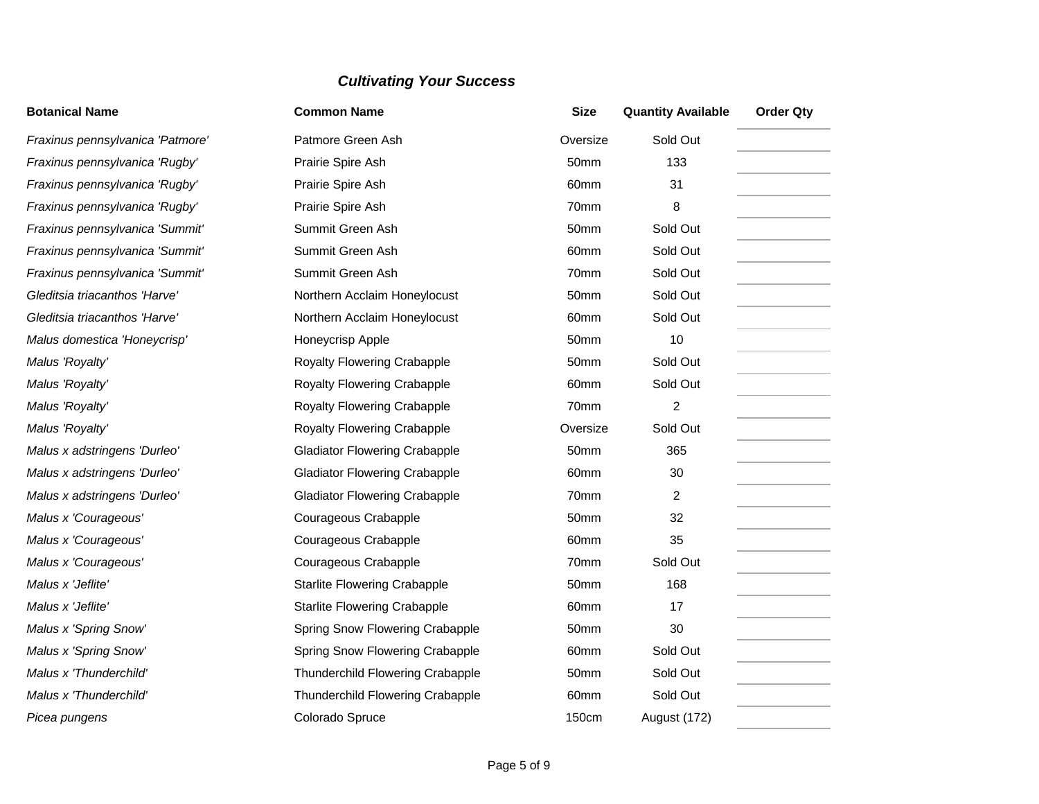***Cultivating Your Success***

| Botanical Name | Common Name | Size | Quantity Available | Order Qty |
|---|---|---|---|---|
| *Fraxinus pennsylvanica 'Patmore'* | Patmore Green Ash | Oversize | Sold Out | |
| *Fraxinus pennsylvanica 'Rugby'* | Prairie Spire Ash | 50mm | 133 | |
| *Fraxinus pennsylvanica 'Rugby'* | Prairie Spire Ash | 60mm | 31 | |
| *Fraxinus pennsylvanica 'Rugby'* | Prairie Spire Ash | 70mm | 8 | |
| *Fraxinus pennsylvanica 'Summit'* | Summit Green Ash | 50mm | Sold Out | |
| *Fraxinus pennsylvanica 'Summit'* | Summit Green Ash | 60mm | Sold Out | |
| *Fraxinus pennsylvanica 'Summit'* | Summit Green Ash | 70mm | Sold Out | |
| *Gleditsia triacanthos 'Harve'* | Northern Acclaim Honeylocust | 50mm | Sold Out | |
| *Gleditsia triacanthos 'Harve'* | Northern Acclaim Honeylocust | 60mm | Sold Out | |
| *Malus domestica 'Honeycrisp'* | Honeycrisp Apple | 50mm | 10 | |
| *Malus 'Royalty'* | Royalty Flowering Crabapple | 50mm | Sold Out | |
| *Malus 'Royalty'* | Royalty Flowering Crabapple | 60mm | Sold Out | |
| *Malus 'Royalty'* | Royalty Flowering Crabapple | 70mm | 2 | |
| *Malus 'Royalty'* | Royalty Flowering Crabapple | Oversize | Sold Out | |
| *Malus x adstringens 'Durleo'* | Gladiator Flowering Crabapple | 50mm | 365 | |
| *Malus x adstringens 'Durleo'* | Gladiator Flowering Crabapple | 60mm | 30 | |
| *Malus x adstringens 'Durleo'* | Gladiator Flowering Crabapple | 70mm | 2 | |
| *Malus x 'Courageous'* | Courageous Crabapple | 50mm | 32 | |
| *Malus x 'Courageous'* | Courageous Crabapple | 60mm | 35 | |
| *Malus x 'Courageous'* | Courageous Crabapple | 70mm | Sold Out | |
| *Malus x 'Jeflite'* | Starlite Flowering Crabapple | 50mm | 168 | |
| *Malus x 'Jeflite'* | Starlite Flowering Crabapple | 60mm | 17 | |
| *Malus x 'Spring Snow'* | Spring Snow Flowering Crabapple | 50mm | 30 | |
| *Malus x 'Spring Snow'* | Spring Snow Flowering Crabapple | 60mm | Sold Out | |
| *Malus x 'Thunderchild'* | Thunderchild Flowering Crabapple | 50mm | Sold Out | |
| *Malus x 'Thunderchild'* | Thunderchild Flowering Crabapple | 60mm | Sold Out | |
| *Picea pungens* | Colorado Spruce | 150cm | August (172) | |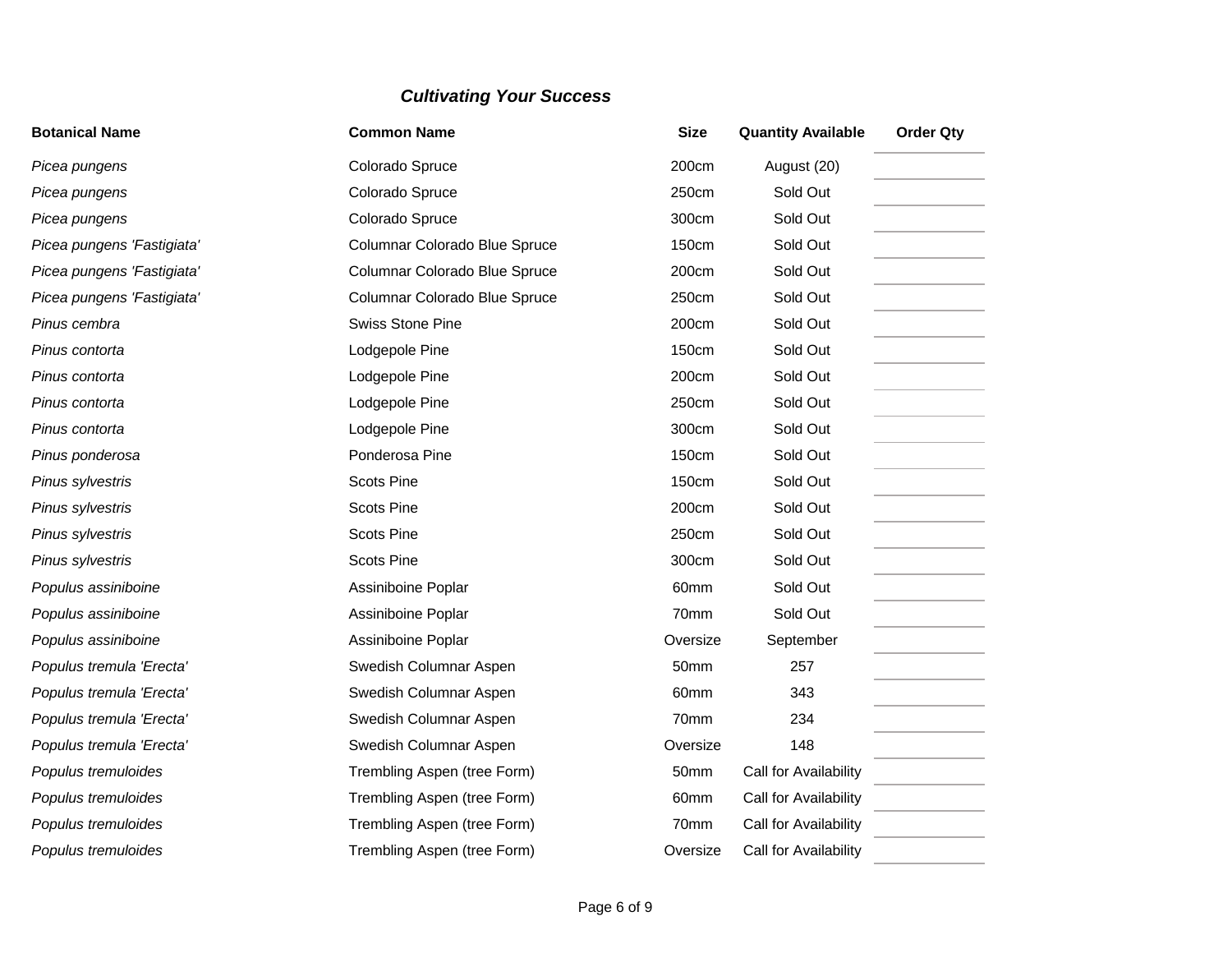***Cultivating Your Success***

| **Botanical Name** | **Common Name** | **Size** | **Quantity Available** | **Order Qty** |
|---|---|---|---|---|
| *Picea pungens* | Colorado Spruce | 200cm | August (20) | |
| *Picea pungens* | Colorado Spruce | 250cm | Sold Out | |
| *Picea pungens* | Colorado Spruce | 300cm | Sold Out | |
| *Picea pungens 'Fastigiata'* | Columnar Colorado Blue Spruce | 150cm | Sold Out | |
| *Picea pungens 'Fastigiata'* | Columnar Colorado Blue Spruce | 200cm | Sold Out | |
| *Picea pungens 'Fastigiata'* | Columnar Colorado Blue Spruce | 250cm | Sold Out | |
| *Pinus cembra* | Swiss Stone Pine | 200cm | Sold Out | |
| *Pinus contorta* | Lodgepole Pine | 150cm | Sold Out | |
| *Pinus contorta* | Lodgepole Pine | 200cm | Sold Out | |
| *Pinus contorta* | Lodgepole Pine | 250cm | Sold Out | |
| *Pinus contorta* | Lodgepole Pine | 300cm | Sold Out | |
| *Pinus ponderosa* | Ponderosa Pine | 150cm | Sold Out | |
| *Pinus sylvestris* | Scots Pine | 150cm | Sold Out | |
| *Pinus sylvestris* | Scots Pine | 200cm | Sold Out | |
| *Pinus sylvestris* | Scots Pine | 250cm | Sold Out | |
| *Pinus sylvestris* | Scots Pine | 300cm | Sold Out | |
| *Populus assiniboine* | Assiniboine Poplar | 60mm | Sold Out | |
| *Populus assiniboine* | Assiniboine Poplar | 70mm | Sold Out | |
| *Populus assiniboine* | Assiniboine Poplar | Oversize | September | |
| *Populus tremula 'Erecta'* | Swedish Columnar Aspen | 50mm | 257 | |
| *Populus tremula 'Erecta'* | Swedish Columnar Aspen | 60mm | 343 | |
| *Populus tremula 'Erecta'* | Swedish Columnar Aspen | 70mm | 234 | |
| *Populus tremula 'Erecta'* | Swedish Columnar Aspen | Oversize | 148 | |
| *Populus tremuloides* | Trembling Aspen (tree Form) | 50mm | Call for Availability | |
| *Populus tremuloides* | Trembling Aspen (tree Form) | 60mm | Call for Availability | |
| *Populus tremuloides* | Trembling Aspen (tree Form) | 70mm | Call for Availability | |
| *Populus tremuloides* | Trembling Aspen (tree Form) | Oversize | Call for Availability | |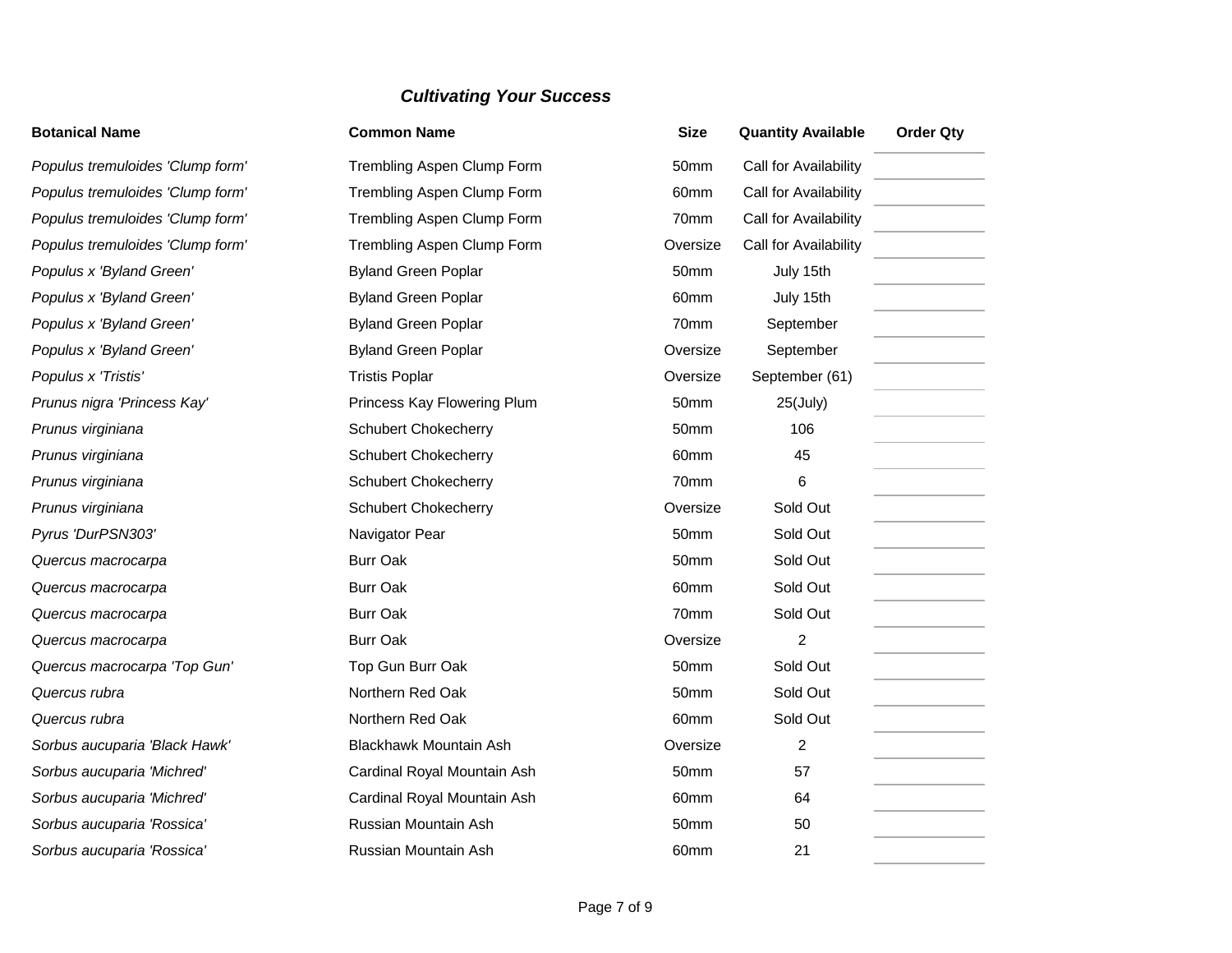***Cultivating Your Success***

| **Botanical Name** | **Common Name** | **Size** | **Quantity Available** | **Order Qty** |
|---|---|---|---|---|
| *Populus tremuloides 'Clump form'* | Trembling Aspen Clump Form | 50mm | Call for Availability | |
| *Populus tremuloides 'Clump form'* | Trembling Aspen Clump Form | 60mm | Call for Availability | |
| *Populus tremuloides 'Clump form'* | Trembling Aspen Clump Form | 70mm | Call for Availability | |
| *Populus tremuloides 'Clump form'* | Trembling Aspen Clump Form | Oversize | Call for Availability | |
| *Populus x 'Byland Green'* | Byland Green Poplar | 50mm | July 15th | |
| *Populus x 'Byland Green'* | Byland Green Poplar | 60mm | July 15th | |
| *Populus x 'Byland Green'* | Byland Green Poplar | 70mm | September | |
| *Populus x 'Byland Green'* | Byland Green Poplar | Oversize | September | |
| *Populus x 'Tristis'* | Tristis Poplar | Oversize | September (61) | |
| *Prunus nigra 'Princess Kay'* | Princess Kay Flowering Plum | 50mm | 25(July) | |
| *Prunus virginiana* | Schubert Chokecherry | 50mm | 106 | |
| *Prunus virginiana* | Schubert Chokecherry | 60mm | 45 | |
| *Prunus virginiana* | Schubert Chokecherry | 70mm | 6 | |
| *Prunus virginiana* | Schubert Chokecherry | Oversize | Sold Out | |
| *Pyrus 'DurPSN303'* | Navigator Pear | 50mm | Sold Out | |
| *Quercus macrocarpa* | Burr Oak | 50mm | Sold Out | |
| *Quercus macrocarpa* | Burr Oak | 60mm | Sold Out | |
| *Quercus macrocarpa* | Burr Oak | 70mm | Sold Out | |
| *Quercus macrocarpa* | Burr Oak | Oversize | 2 | |
| *Quercus macrocarpa 'Top Gun'* | Top Gun Burr Oak | 50mm | Sold Out | |
| *Quercus rubra* | Northern Red Oak | 50mm | Sold Out | |
| *Quercus rubra* | Northern Red Oak | 60mm | Sold Out | |
| *Sorbus aucuparia 'Black Hawk'* | Blackhawk Mountain Ash | Oversize | 2 | |
| *Sorbus aucuparia 'Michred'* | Cardinal Royal Mountain Ash | 50mm | 57 | |
| *Sorbus aucuparia 'Michred'* | Cardinal Royal Mountain Ash | 60mm | 64 | |
| *Sorbus aucuparia 'Rossica'* | Russian Mountain Ash | 50mm | 50 | |
| *Sorbus aucuparia 'Rossica'* | Russian Mountain Ash | 60mm | 21 | |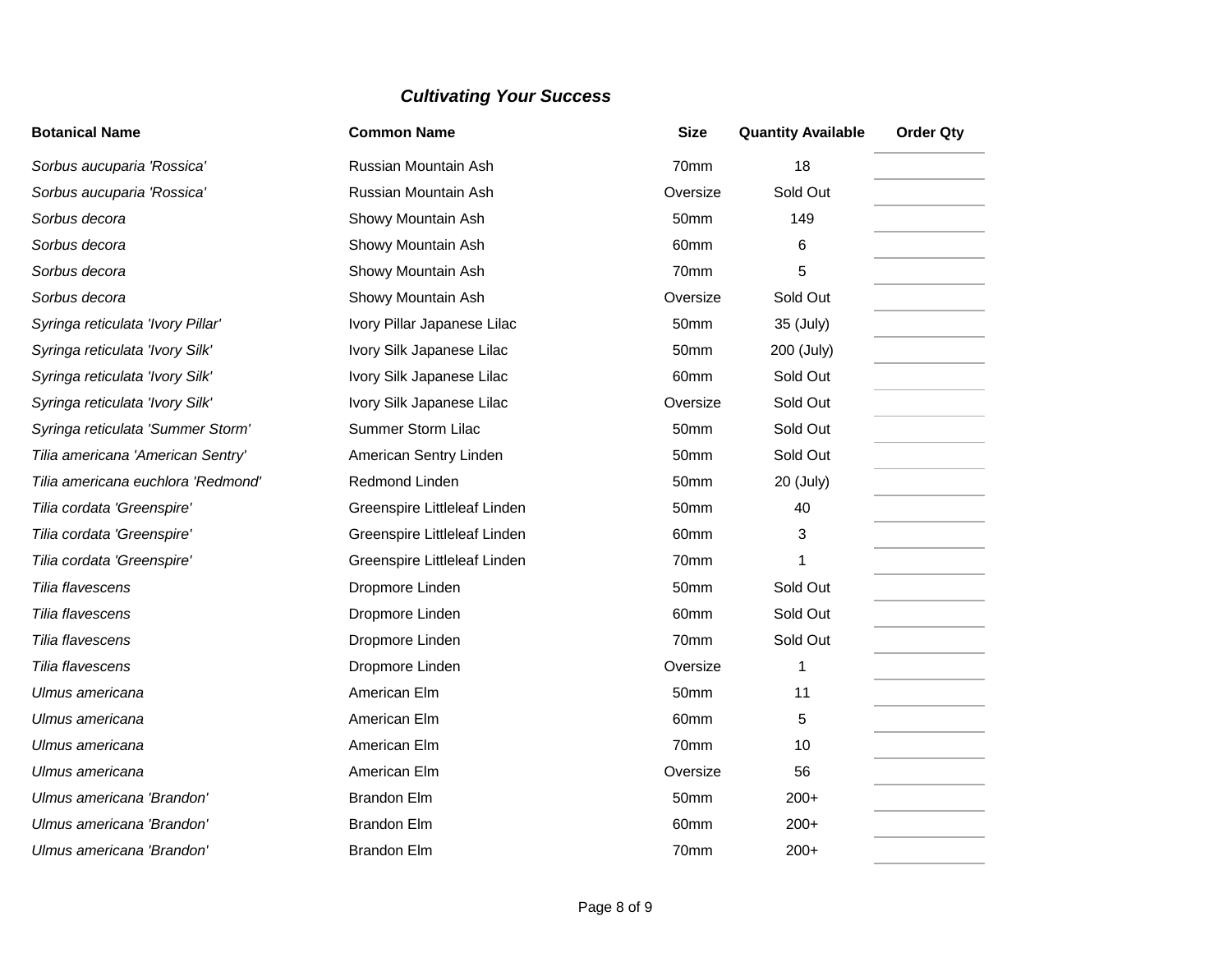***Cultivating Your Success***

| Botanical Name | Common Name | Size | Quantity Available | Order Qty |
|---|---|---|---|---|
| *Sorbus aucuparia 'Rossica'* | Russian Mountain Ash | 70mm | 18 | |
| *Sorbus aucuparia 'Rossica'* | Russian Mountain Ash | Oversize | Sold Out | |
| *Sorbus decora* | Showy Mountain Ash | 50mm | 149 | |
| *Sorbus decora* | Showy Mountain Ash | 60mm | 6 | |
| *Sorbus decora* | Showy Mountain Ash | 70mm | 5 | |
| *Sorbus decora* | Showy Mountain Ash | Oversize | Sold Out | |
| *Syringa reticulata 'Ivory Pillar'* | Ivory Pillar Japanese Lilac | 50mm | 35 (July) | |
| *Syringa reticulata 'Ivory Silk'* | Ivory Silk Japanese Lilac | 50mm | 200 (July) | |
| *Syringa reticulata 'Ivory Silk'* | Ivory Silk Japanese Lilac | 60mm | Sold Out | |
| *Syringa reticulata 'Ivory Silk'* | Ivory Silk Japanese Lilac | Oversize | Sold Out | |
| *Syringa reticulata 'Summer Storm'* | Summer Storm Lilac | 50mm | Sold Out | |
| *Tilia americana 'American Sentry'* | American Sentry Linden | 50mm | Sold Out | |
| *Tilia americana euchlora 'Redmond'* | Redmond Linden | 50mm | 20 (July) | |
| *Tilia cordata 'Greenspire'* | Greenspire Littleleaf Linden | 50mm | 40 | |
| *Tilia cordata 'Greenspire'* | Greenspire Littleleaf Linden | 60mm | 3 | |
| *Tilia cordata 'Greenspire'* | Greenspire Littleleaf Linden | 70mm | 1 | |
| *Tilia flavescens* | Dropmore Linden | 50mm | Sold Out | |
| *Tilia flavescens* | Dropmore Linden | 60mm | Sold Out | |
| *Tilia flavescens* | Dropmore Linden | 70mm | Sold Out | |
| *Tilia flavescens* | Dropmore Linden | Oversize | 1 | |
| *Ulmus americana* | American Elm | 50mm | 11 | |
| *Ulmus americana* | American Elm | 60mm | 5 | |
| *Ulmus americana* | American Elm | 70mm | 10 | |
| *Ulmus americana* | American Elm | Oversize | 56 | |
| *Ulmus americana 'Brandon'* | Brandon Elm | 50mm | 200+ | |
| *Ulmus americana 'Brandon'* | Brandon Elm | 60mm | 200+ | |
| *Ulmus americana 'Brandon'* | Brandon Elm | 70mm | 200+ | |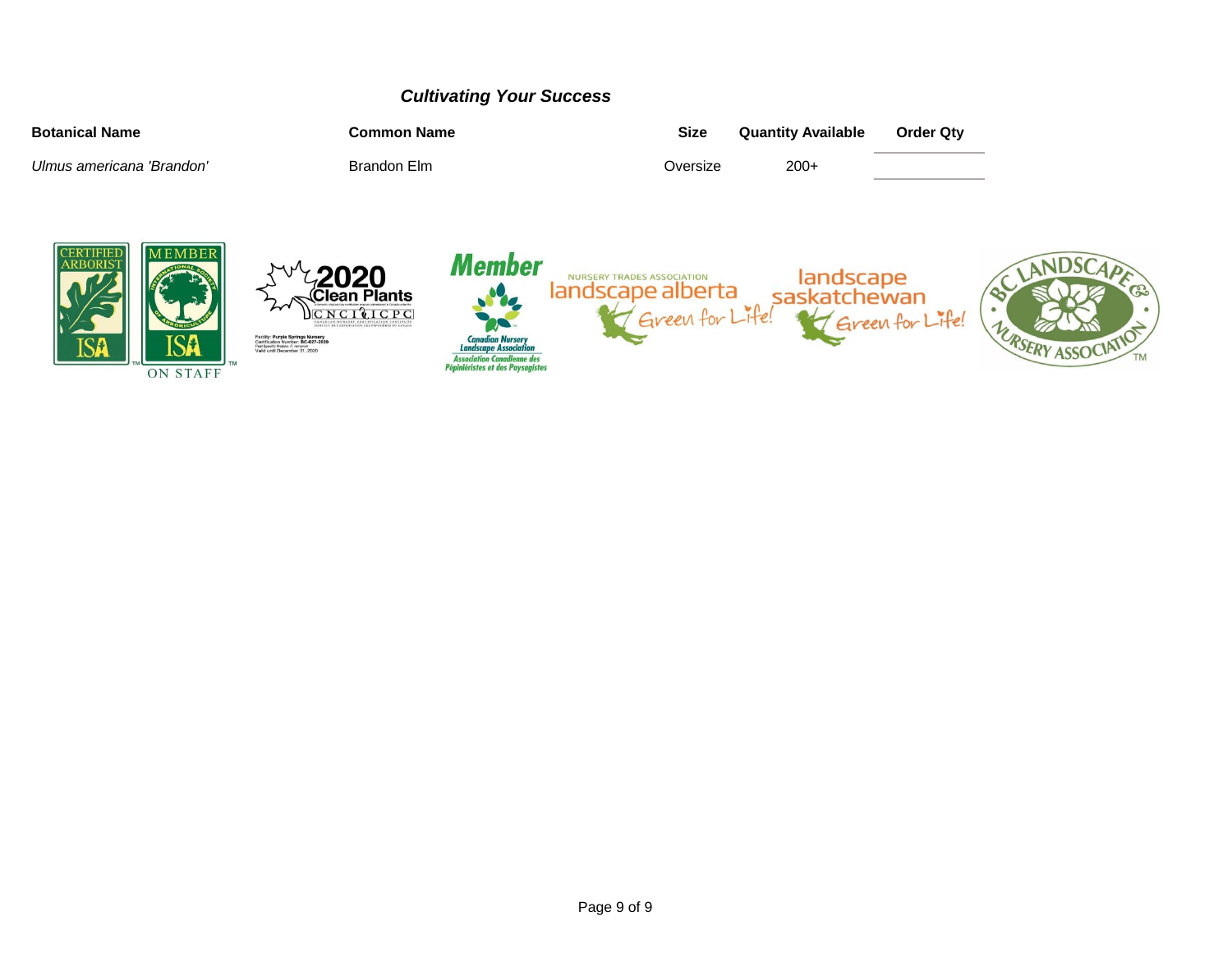*Cultivating Your Success*

| Botanical Name | Common Name | Size | Quantity Available | Order Qty |
|---|---|---|---|---|
| *Ulmus americana 'Brandon'* | Brandon Elm | Oversize | 200+ | |